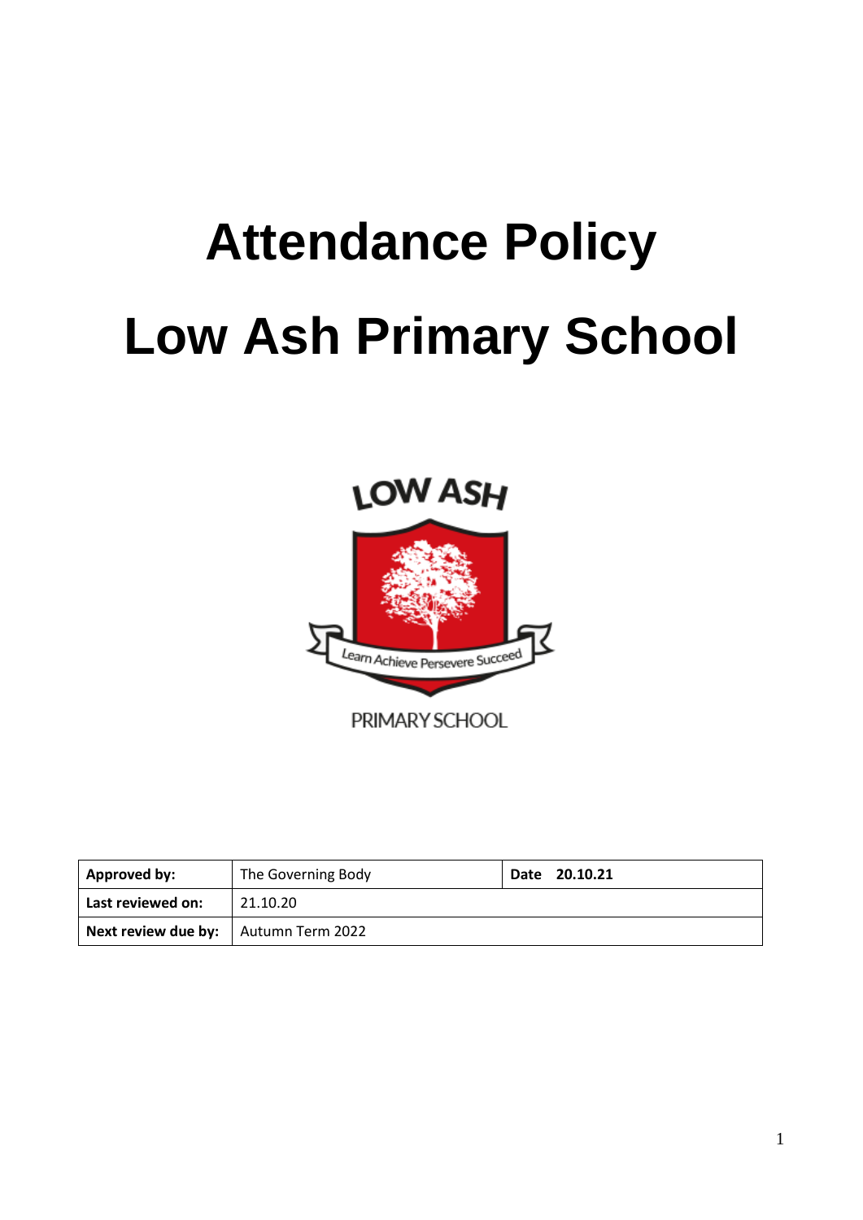# Attendance Policy

# Low Ash Primary School

LOW ASH

Learn Achieve Persevere Succeed

PRIMARY SCHOOL

| **Approved by:** | The Governing Body | **Date 20.10.21** |
|---|---|---|
| **Last reviewed on:** | 21.10.20 | |
| **Next review due by:** | Autumn Term 2022 | |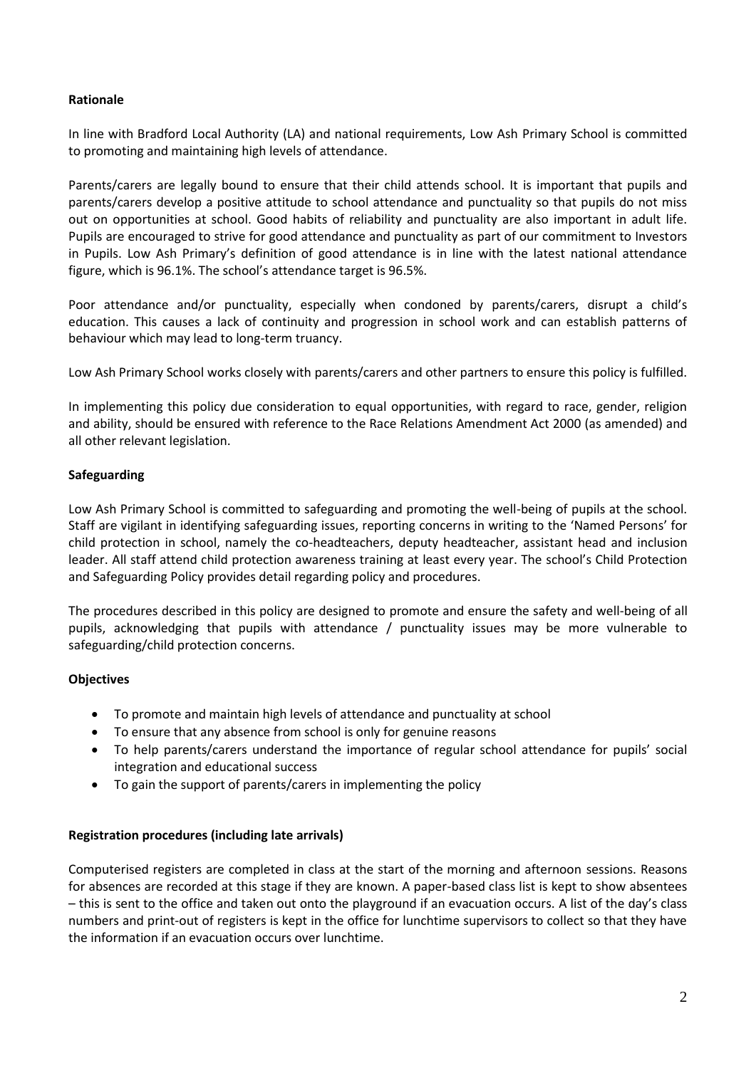**Rationale**

In line with Bradford Local Authority (LA) and national requirements, Low Ash Primary School is committed to promoting and maintaining high levels of attendance.

Parents/carers are legally bound to ensure that their child attends school. It is important that pupils and parents/carers develop a positive attitude to school attendance and punctuality so that pupils do not miss out on opportunities at school. Good habits of reliability and punctuality are also important in adult life. Pupils are encouraged to strive for good attendance and punctuality as part of our commitment to Investors in Pupils. Low Ash Primary's definition of good attendance is in line with the latest national attendance figure, which is 96.1%. The school's attendance target is 96.5%.

Poor attendance and/or punctuality, especially when condoned by parents/carers, disrupt a child's education. This causes a lack of continuity and progression in school work and can establish patterns of behaviour which may lead to long-term truancy.

Low Ash Primary School works closely with parents/carers and other partners to ensure this policy is fulfilled.

In implementing this policy due consideration to equal opportunities, with regard to race, gender, religion and ability, should be ensured with reference to the Race Relations Amendment Act 2000 (as amended) and all other relevant legislation.

**Safeguarding**

Low Ash Primary School is committed to safeguarding and promoting the well-being of pupils at the school. Staff are vigilant in identifying safeguarding issues, reporting concerns in writing to the 'Named Persons' for child protection in school, namely the co-headteachers, deputy headteacher, assistant head and inclusion leader. All staff attend child protection awareness training at least every year. The school's Child Protection and Safeguarding Policy provides detail regarding policy and procedures.

The procedures described in this policy are designed to promote and ensure the safety and well-being of all pupils, acknowledging that pupils with attendance / punctuality issues may be more vulnerable to safeguarding/child protection concerns.

**Objectives**

- To promote and maintain high levels of attendance and punctuality at school
- To ensure that any absence from school is only for genuine reasons
- To help parents/carers understand the importance of regular school attendance for pupils' social integration and educational success
- To gain the support of parents/carers in implementing the policy

**Registration procedures (including late arrivals)**

Computerised registers are completed in class at the start of the morning and afternoon sessions. Reasons for absences are recorded at this stage if they are known. A paper-based class list is kept to show absentees – this is sent to the office and taken out onto the playground if an evacuation occurs. A list of the day's class numbers and print-out of registers is kept in the office for lunchtime supervisors to collect so that they have the information if an evacuation occurs over lunchtime.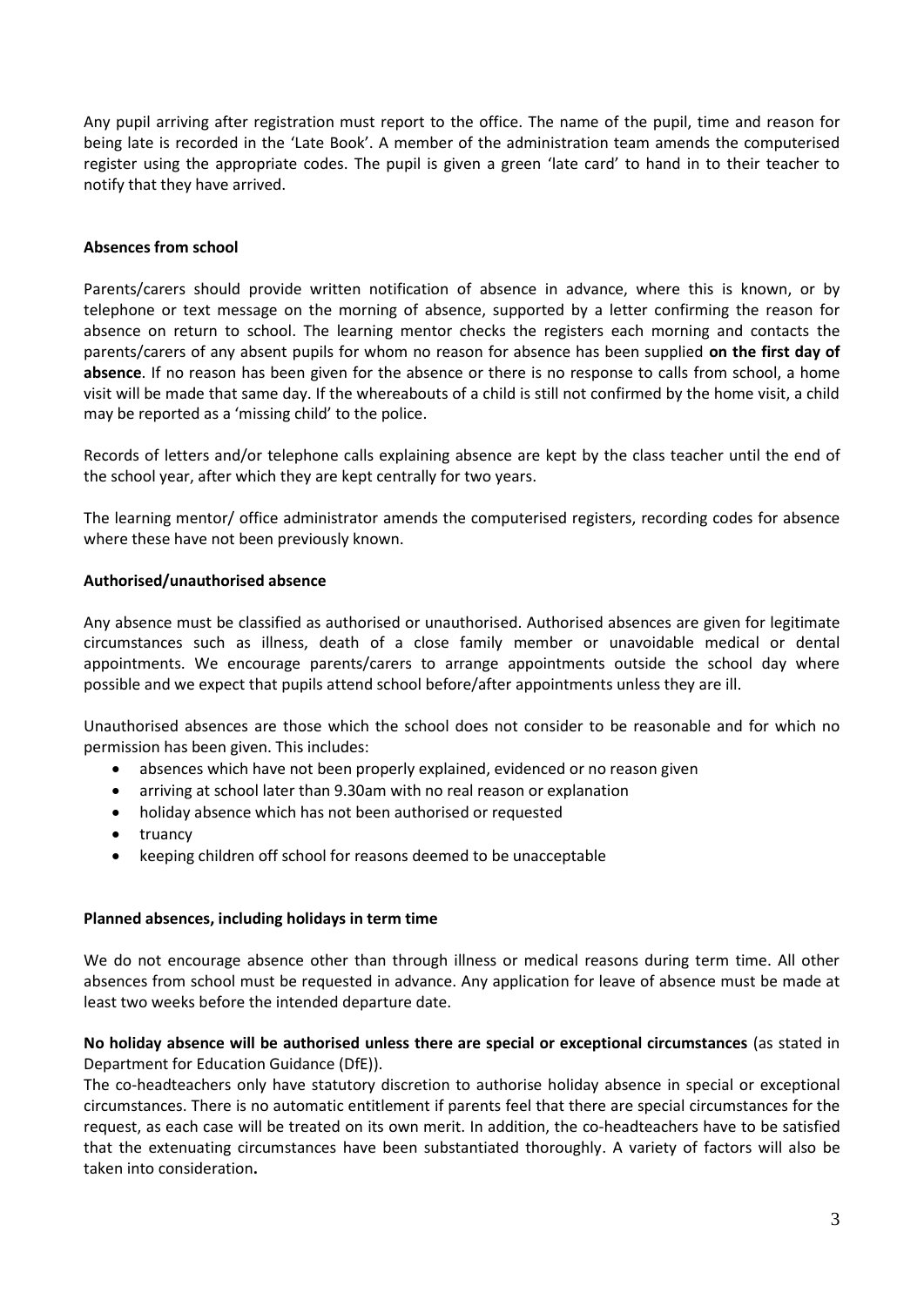Any pupil arriving after registration must report to the office. The name of the pupil, time and reason for being late is recorded in the 'Late Book'. A member of the administration team amends the computerised register using the appropriate codes. The pupil is given a green 'late card' to hand in to their teacher to notify that they have arrived.

**Absences from school**

Parents/carers should provide written notification of absence in advance, where this is known, or by telephone or text message on the morning of absence, supported by a letter confirming the reason for absence on return to school. The learning mentor checks the registers each morning and contacts the parents/carers of any absent pupils for whom no reason for absence has been supplied **on the first day of absence**. If no reason has been given for the absence or there is no response to calls from school, a home visit will be made that same day. If the whereabouts of a child is still not confirmed by the home visit, a child may be reported as a 'missing child' to the police.

Records of letters and/or telephone calls explaining absence are kept by the class teacher until the end of the school year, after which they are kept centrally for two years.

The learning mentor/ office administrator amends the computerised registers, recording codes for absence where these have not been previously known.

**Authorised/unauthorised absence**

Any absence must be classified as authorised or unauthorised. Authorised absences are given for legitimate circumstances such as illness, death of a close family member or unavoidable medical or dental appointments. We encourage parents/carers to arrange appointments outside the school day where possible and we expect that pupils attend school before/after appointments unless they are ill.

Unauthorised absences are those which the school does not consider to be reasonable and for which no permission has been given. This includes:

- absences which have not been properly explained, evidenced or no reason given
- arriving at school later than 9.30am with no real reason or explanation
- holiday absence which has not been authorised or requested
- truancy
- keeping children off school for reasons deemed to be unacceptable

**Planned absences, including holidays in term time**

We do not encourage absence other than through illness or medical reasons during term time. All other absences from school must be requested in advance. Any application for leave of absence must be made at least two weeks before the intended departure date.

**No holiday absence will be authorised unless there are special or exceptional circumstances** (as stated in Department for Education Guidance (DfE)).

The co-headteachers only have statutory discretion to authorise holiday absence in special or exceptional circumstances. There is no automatic entitlement if parents feel that there are special circumstances for the request, as each case will be treated on its own merit. In addition, the co-headteachers have to be satisfied that the extenuating circumstances have been substantiated thoroughly. A variety of factors will also be taken into consideration**.**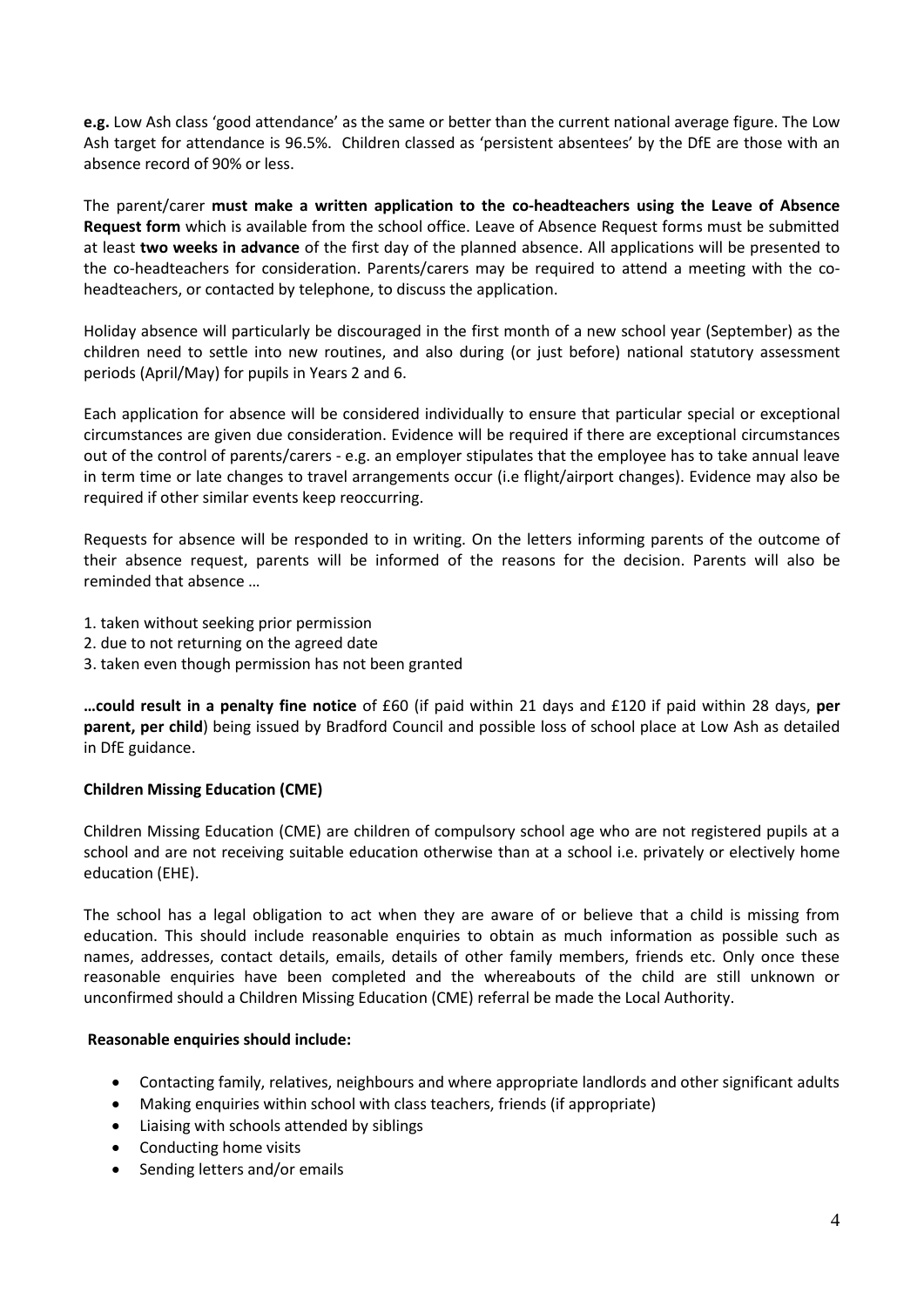**e.g.** Low Ash class 'good attendance' as the same or better than the current national average figure. The Low Ash target for attendance is 96.5%. Children classed as 'persistent absentees' by the DfE are those with an absence record of 90% or less.

The parent/carer **must make a written application to the co-headteachers using the Leave of Absence Request form** which is available from the school office. Leave of Absence Request forms must be submitted at least **two weeks in advance** of the first day of the planned absence. All applications will be presented to the co-headteachers for consideration. Parents/carers may be required to attend a meeting with the co-headteachers, or contacted by telephone, to discuss the application.

Holiday absence will particularly be discouraged in the first month of a new school year (September) as the children need to settle into new routines, and also during (or just before) national statutory assessment periods (April/May) for pupils in Years 2 and 6.

Each application for absence will be considered individually to ensure that particular special or exceptional circumstances are given due consideration. Evidence will be required if there are exceptional circumstances out of the control of parents/carers - e.g. an employer stipulates that the employee has to take annual leave in term time or late changes to travel arrangements occur (i.e flight/airport changes). Evidence may also be required if other similar events keep reoccurring.

Requests for absence will be responded to in writing. On the letters informing parents of the outcome of their absence request, parents will be informed of the reasons for the decision. Parents will also be reminded that absence …

1. taken without seeking prior permission
2. due to not returning on the agreed date
3. taken even though permission has not been granted

**…could result in a penalty fine notice** of £60 (if paid within 21 days and £120 if paid within 28 days, **per parent, per child**) being issued by Bradford Council and possible loss of school place at Low Ash as detailed in DfE guidance.

**Children Missing Education (CME)**

Children Missing Education (CME) are children of compulsory school age who are not registered pupils at a school and are not receiving suitable education otherwise than at a school i.e. privately or electively home education (EHE).

The school has a legal obligation to act when they are aware of or believe that a child is missing from education. This should include reasonable enquiries to obtain as much information as possible such as names, addresses, contact details, emails, details of other family members, friends etc. Only once these reasonable enquiries have been completed and the whereabouts of the child are still unknown or unconfirmed should a Children Missing Education (CME) referral be made the Local Authority.

**Reasonable enquiries should include:**

- Contacting family, relatives, neighbours and where appropriate landlords and other significant adults
- Making enquiries within school with class teachers, friends (if appropriate)
- Liaising with schools attended by siblings
- Conducting home visits
- Sending letters and/or emails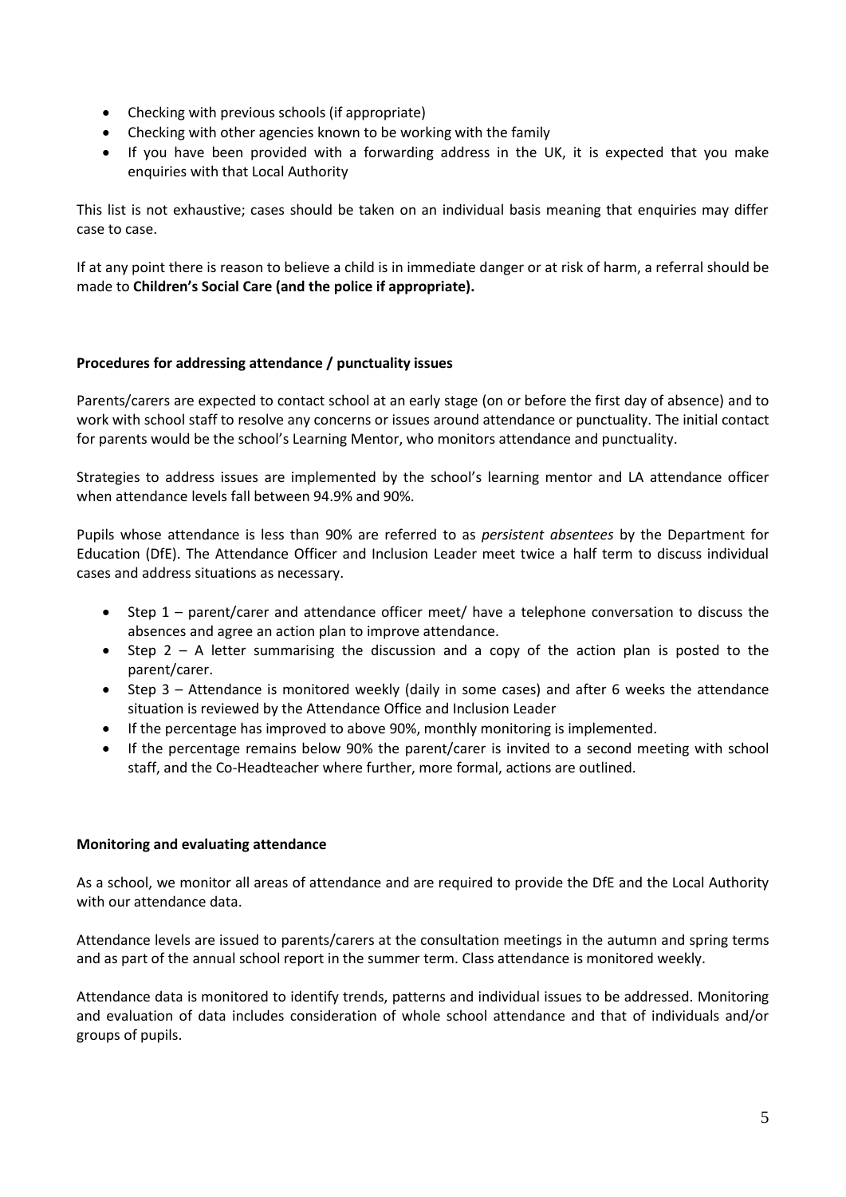- Checking with previous schools (if appropriate)
- Checking with other agencies known to be working with the family
- If you have been provided with a forwarding address in the UK, it is expected that you make enquiries with that Local Authority

This list is not exhaustive; cases should be taken on an individual basis meaning that enquiries may differ case to case.

If at any point there is reason to believe a child is in immediate danger or at risk of harm, a referral should be made to **Children's Social Care (and the police if appropriate).**

**Procedures for addressing attendance / punctuality issues**

Parents/carers are expected to contact school at an early stage (on or before the first day of absence) and to work with school staff to resolve any concerns or issues around attendance or punctuality. The initial contact for parents would be the school's Learning Mentor, who monitors attendance and punctuality.

Strategies to address issues are implemented by the school's learning mentor and LA attendance officer when attendance levels fall between 94.9% and 90%.

Pupils whose attendance is less than 90% are referred to as *persistent absentees* by the Department for Education (DfE). The Attendance Officer and Inclusion Leader meet twice a half term to discuss individual cases and address situations as necessary.

- Step 1 – parent/carer and attendance officer meet/ have a telephone conversation to discuss the absences and agree an action plan to improve attendance.
- Step 2 – A letter summarising the discussion and a copy of the action plan is posted to the parent/carer.
- Step 3 – Attendance is monitored weekly (daily in some cases) and after 6 weeks the attendance situation is reviewed by the Attendance Office and Inclusion Leader
- If the percentage has improved to above 90%, monthly monitoring is implemented.
- If the percentage remains below 90% the parent/carer is invited to a second meeting with school staff, and the Co-Headteacher where further, more formal, actions are outlined.

**Monitoring and evaluating attendance**

As a school, we monitor all areas of attendance and are required to provide the DfE and the Local Authority with our attendance data.

Attendance levels are issued to parents/carers at the consultation meetings in the autumn and spring terms and as part of the annual school report in the summer term. Class attendance is monitored weekly.

Attendance data is monitored to identify trends, patterns and individual issues to be addressed. Monitoring and evaluation of data includes consideration of whole school attendance and that of individuals and/or groups of pupils.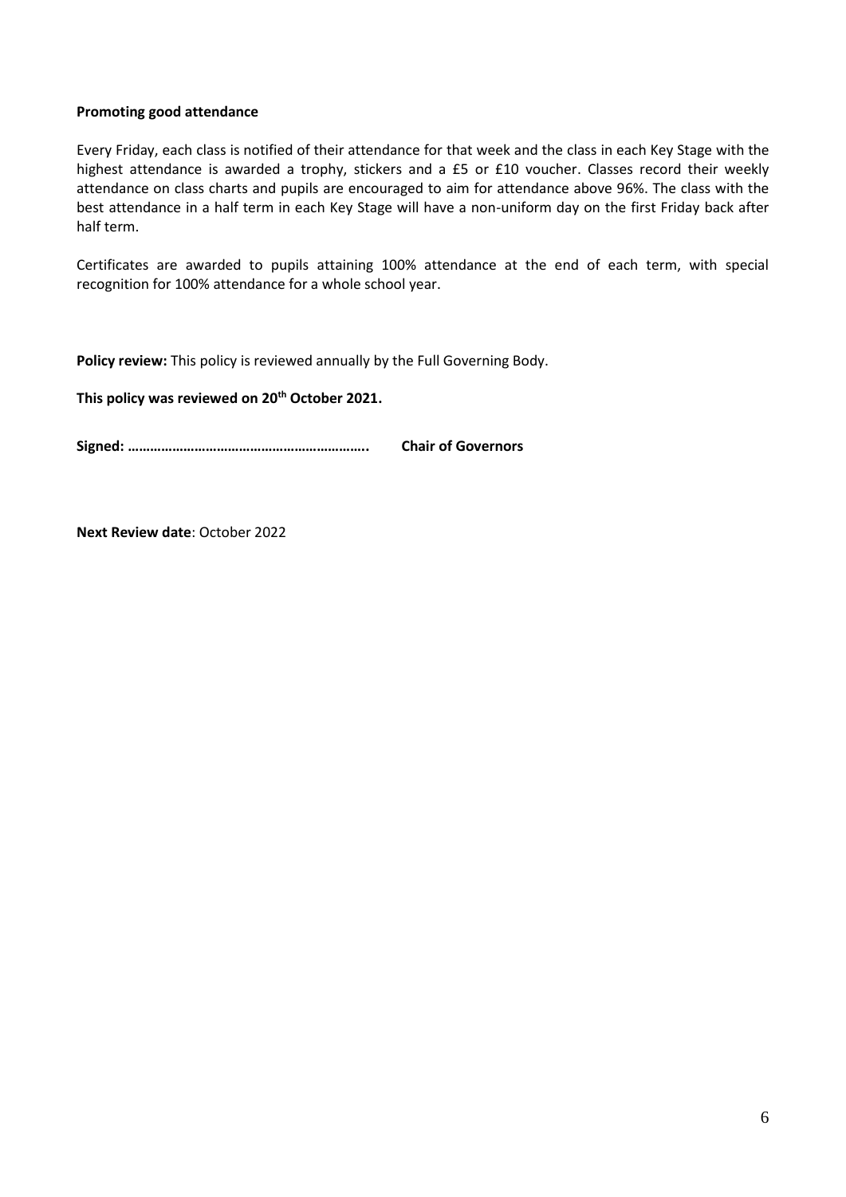**Promoting good attendance**

Every Friday, each class is notified of their attendance for that week and the class in each Key Stage with the highest attendance is awarded a trophy, stickers and a £5 or £10 voucher. Classes record their weekly attendance on class charts and pupils are encouraged to aim for attendance above 96%. The class with the best attendance in a half term in each Key Stage will have a non-uniform day on the first Friday back after half term.

Certificates are awarded to pupils attaining 100% attendance at the end of each term, with special recognition for 100% attendance for a whole school year.

**Policy review:** This policy is reviewed annually by the Full Governing Body.

**This policy was reviewed on 20th October 2021.**

**Signed: ……………………………………………………….. Chair of Governors**

**Next Review date**: October 2022